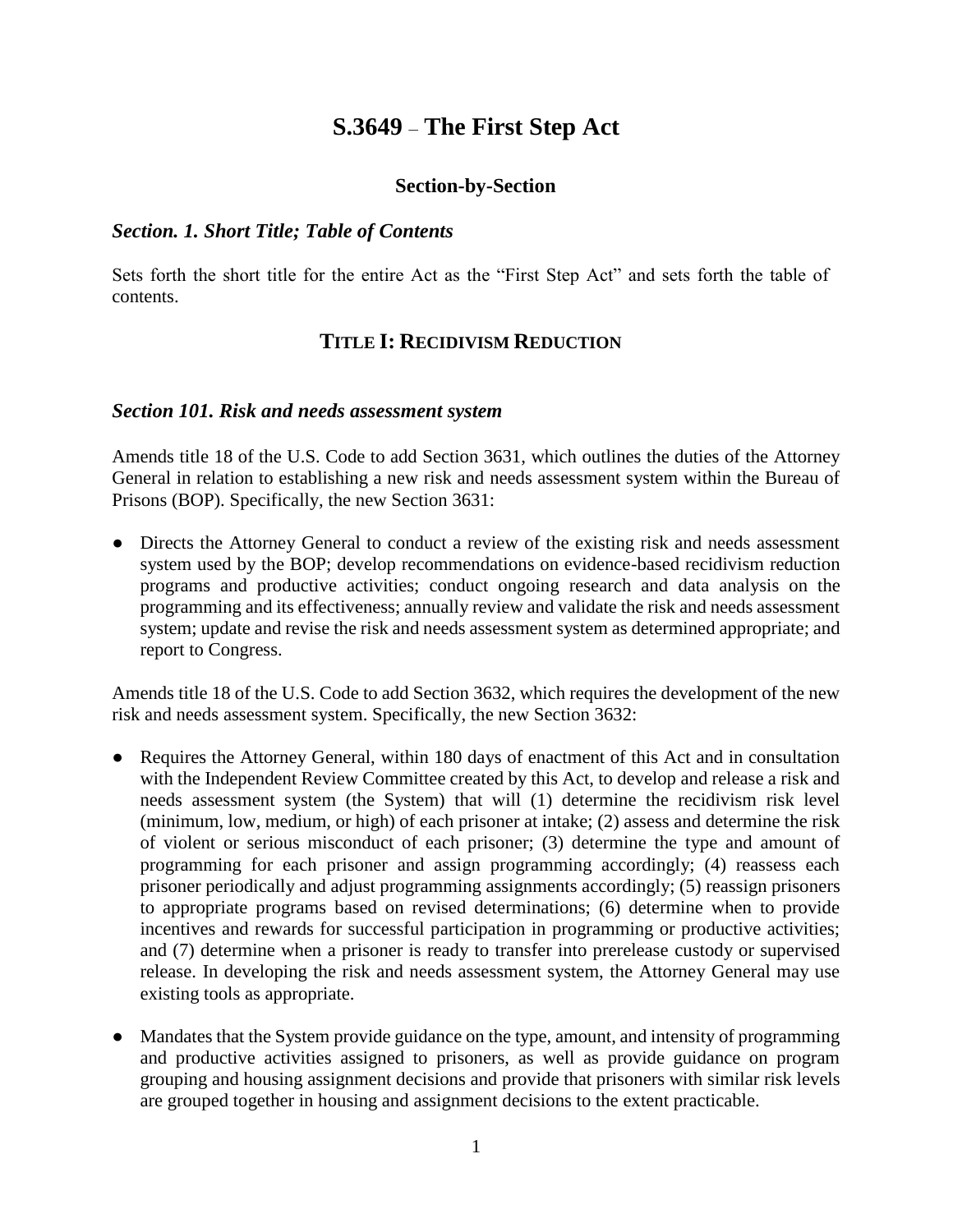# S.3649 – The First Step Act

### Section-by-Section

### *Section. 1. Short Title; Table of Contents*

Sets forth the short title for the entire Act as the "First Step Act" and sets forth the table of contents.

## TITLE I: RECIDIVISM REDUCTION

### *Section 101. Risk and needs assessment system*

Amends title 18 of the U.S. Code to add Section 3631, which outlines the duties of the Attorney General in relation to establishing a new risk and needs assessment system within the Bureau of Prisons (BOP). Specifically, the new Section 3631:

- Directs the Attorney General to conduct a review of the existing risk and needs assessment system used by the BOP; develop recommendations on evidence-based recidivism reduction programs and productive activities; conduct ongoing research and data analysis on the programming and its effectiveness; annually review and validate the risk and needs assessment system; update and revise the risk and needs assessment system as determined appropriate; and report to Congress.

Amends title 18 of the U.S. Code to add Section 3632, which requires the development of the new risk and needs assessment system. Specifically, the new Section 3632:

- Requires the Attorney General, within 180 days of enactment of this Act and in consultation with the Independent Review Committee created by this Act, to develop and release a risk and needs assessment system (the System) that will (1) determine the recidivism risk level (minimum, low, medium, or high) of each prisoner at intake; (2) assess and determine the risk of violent or serious misconduct of each prisoner; (3) determine the type and amount of programming for each prisoner and assign programming accordingly; (4) reassess each prisoner periodically and adjust programming assignments accordingly; (5) reassign prisoners to appropriate programs based on revised determinations; (6) determine when to provide incentives and rewards for successful participation in programming or productive activities; and (7) determine when a prisoner is ready to transfer into prerelease custody or supervised release. In developing the risk and needs assessment system, the Attorney General may use existing tools as appropriate.

- Mandates that the System provide guidance on the type, amount, and intensity of programming and productive activities assigned to prisoners, as well as provide guidance on program grouping and housing assignment decisions and provide that prisoners with similar risk levels are grouped together in housing and assignment decisions to the extent practicable.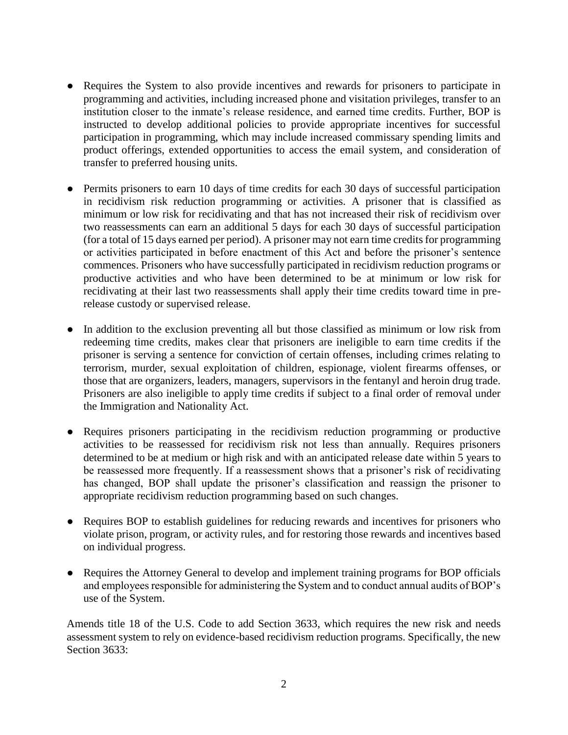- Requires the System to also provide incentives and rewards for prisoners to participate in programming and activities, including increased phone and visitation privileges, transfer to an institution closer to the inmate's release residence, and earned time credits. Further, BOP is instructed to develop additional policies to provide appropriate incentives for successful participation in programming, which may include increased commissary spending limits and product offerings, extended opportunities to access the email system, and consideration of transfer to preferred housing units.

- Permits prisoners to earn 10 days of time credits for each 30 days of successful participation in recidivism risk reduction programming or activities. A prisoner that is classified as minimum or low risk for recidivating and that has not increased their risk of recidivism over two reassessments can earn an additional 5 days for each 30 days of successful participation (for a total of 15 days earned per period). A prisoner may not earn time credits for programming or activities participated in before enactment of this Act and before the prisoner's sentence commences. Prisoners who have successfully participated in recidivism reduction programs or productive activities and who have been determined to be at minimum or low risk for recidivating at their last two reassessments shall apply their time credits toward time in pre-release custody or supervised release.

- In addition to the exclusion preventing all but those classified as minimum or low risk from redeeming time credits, makes clear that prisoners are ineligible to earn time credits if the prisoner is serving a sentence for conviction of certain offenses, including crimes relating to terrorism, murder, sexual exploitation of children, espionage, violent firearms offenses, or those that are organizers, leaders, managers, supervisors in the fentanyl and heroin drug trade. Prisoners are also ineligible to apply time credits if subject to a final order of removal under the Immigration and Nationality Act.

- Requires prisoners participating in the recidivism reduction programming or productive activities to be reassessed for recidivism risk not less than annually. Requires prisoners determined to be at medium or high risk and with an anticipated release date within 5 years to be reassessed more frequently. If a reassessment shows that a prisoner's risk of recidivating has changed, BOP shall update the prisoner's classification and reassign the prisoner to appropriate recidivism reduction programming based on such changes.

- Requires BOP to establish guidelines for reducing rewards and incentives for prisoners who violate prison, program, or activity rules, and for restoring those rewards and incentives based on individual progress.

- Requires the Attorney General to develop and implement training programs for BOP officials and employees responsible for administering the System and to conduct annual audits of BOP's use of the System.

Amends title 18 of the U.S. Code to add Section 3633, which requires the new risk and needs assessment system to rely on evidence-based recidivism reduction programs. Specifically, the new Section 3633: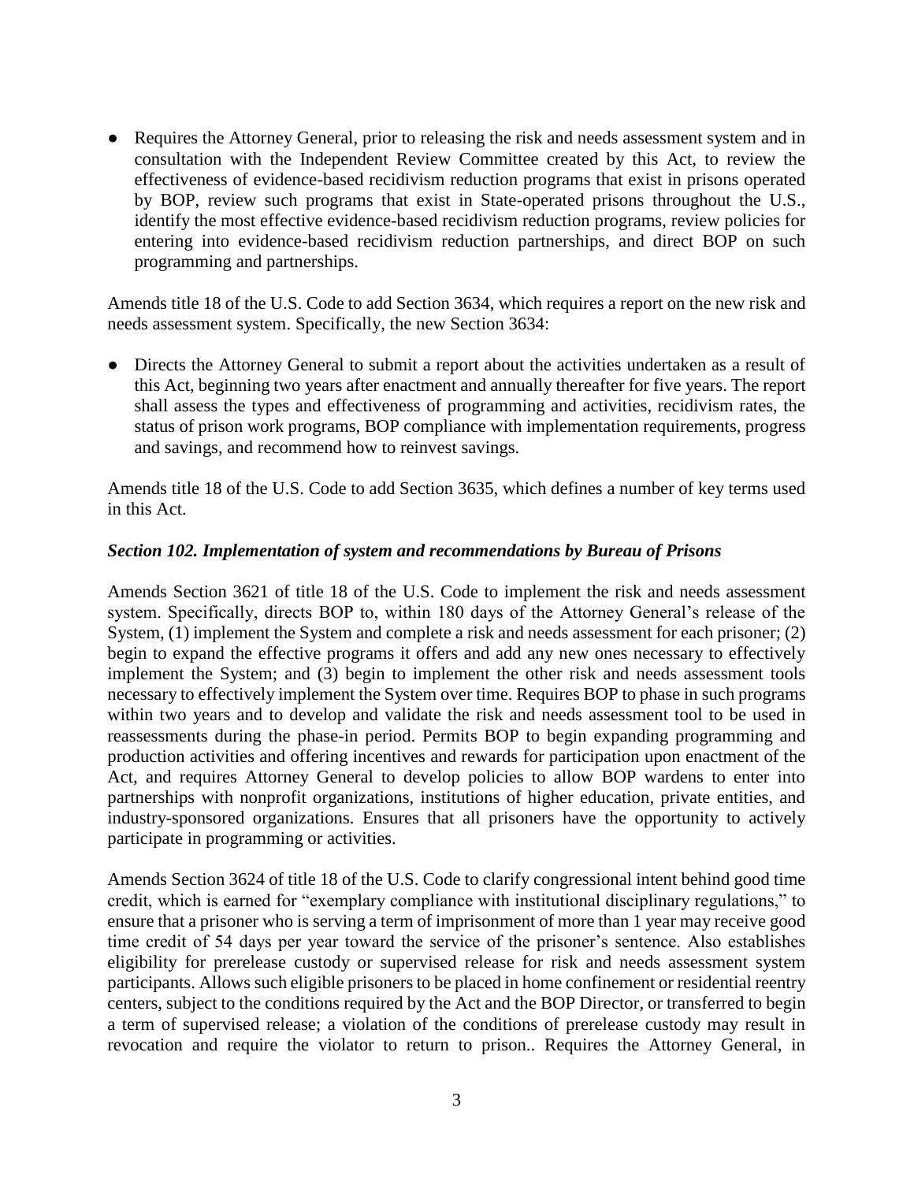- Requires the Attorney General, prior to releasing the risk and needs assessment system and in consultation with the Independent Review Committee created by this Act, to review the effectiveness of evidence-based recidivism reduction programs that exist in prisons operated by BOP, review such programs that exist in State-operated prisons throughout the U.S., identify the most effective evidence-based recidivism reduction programs, review policies for entering into evidence-based recidivism reduction partnerships, and direct BOP on such programming and partnerships.

Amends title 18 of the U.S. Code to add Section 3634, which requires a report on the new risk and needs assessment system. Specifically, the new Section 3634:

- Directs the Attorney General to submit a report about the activities undertaken as a result of this Act, beginning two years after enactment and annually thereafter for five years. The report shall assess the types and effectiveness of programming and activities, recidivism rates, the status of prison work programs, BOP compliance with implementation requirements, progress and savings, and recommend how to reinvest savings.

Amends title 18 of the U.S. Code to add Section 3635, which defines a number of key terms used in this Act.

***Section 102. Implementation of system and recommendations by Bureau of Prisons***

Amends Section 3621 of title 18 of the U.S. Code to implement the risk and needs assessment system. Specifically, directs BOP to, within 180 days of the Attorney General's release of the System, (1) implement the System and complete a risk and needs assessment for each prisoner; (2) begin to expand the effective programs it offers and add any new ones necessary to effectively implement the System; and (3) begin to implement the other risk and needs assessment tools necessary to effectively implement the System over time. Requires BOP to phase in such programs within two years and to develop and validate the risk and needs assessment tool to be used in reassessments during the phase-in period. Permits BOP to begin expanding programming and production activities and offering incentives and rewards for participation upon enactment of the Act, and requires Attorney General to develop policies to allow BOP wardens to enter into partnerships with nonprofit organizations, institutions of higher education, private entities, and industry-sponsored organizations. Ensures that all prisoners have the opportunity to actively participate in programming or activities.

Amends Section 3624 of title 18 of the U.S. Code to clarify congressional intent behind good time credit, which is earned for "exemplary compliance with institutional disciplinary regulations," to ensure that a prisoner who is serving a term of imprisonment of more than 1 year may receive good time credit of 54 days per year toward the service of the prisoner's sentence. Also establishes eligibility for prerelease custody or supervised release for risk and needs assessment system participants. Allows such eligible prisoners to be placed in home confinement or residential reentry centers, subject to the conditions required by the Act and the BOP Director, or transferred to begin a term of supervised release; a violation of the conditions of prerelease custody may result in revocation and require the violator to return to prison.. Requires the Attorney General, in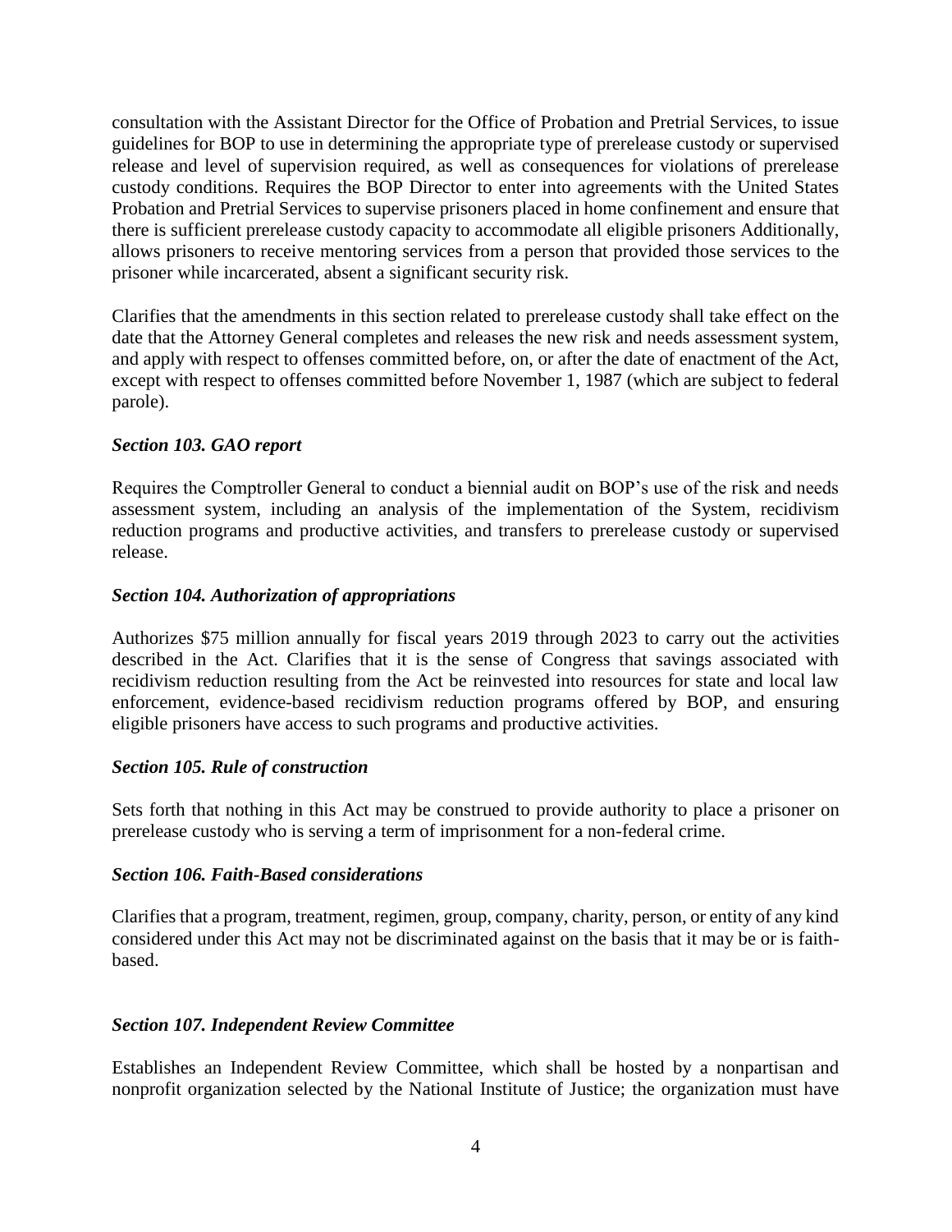consultation with the Assistant Director for the Office of Probation and Pretrial Services, to issue guidelines for BOP to use in determining the appropriate type of prerelease custody or supervised release and level of supervision required, as well as consequences for violations of prerelease custody conditions. Requires the BOP Director to enter into agreements with the United States Probation and Pretrial Services to supervise prisoners placed in home confinement and ensure that there is sufficient prerelease custody capacity to accommodate all eligible prisoners Additionally, allows prisoners to receive mentoring services from a person that provided those services to the prisoner while incarcerated, absent a significant security risk.

Clarifies that the amendments in this section related to prerelease custody shall take effect on the date that the Attorney General completes and releases the new risk and needs assessment system, and apply with respect to offenses committed before, on, or after the date of enactment of the Act, except with respect to offenses committed before November 1, 1987 (which are subject to federal parole).

### *Section 103. GAO report*

Requires the Comptroller General to conduct a biennial audit on BOP's use of the risk and needs assessment system, including an analysis of the implementation of the System, recidivism reduction programs and productive activities, and transfers to prerelease custody or supervised release.

### *Section 104. Authorization of appropriations*

Authorizes $75 million annually for fiscal years 2019 through 2023 to carry out the activities described in the Act. Clarifies that it is the sense of Congress that savings associated with recidivism reduction resulting from the Act be reinvested into resources for state and local law enforcement, evidence-based recidivism reduction programs offered by BOP, and ensuring eligible prisoners have access to such programs and productive activities.

### *Section 105. Rule of construction*

Sets forth that nothing in this Act may be construed to provide authority to place a prisoner on prerelease custody who is serving a term of imprisonment for a non-federal crime.

### *Section 106. Faith-Based considerations*

Clarifies that a program, treatment, regimen, group, company, charity, person, or entity of any kind considered under this Act may not be discriminated against on the basis that it may be or is faith-based.

### *Section 107. Independent Review Committee*

Establishes an Independent Review Committee, which shall be hosted by a nonpartisan and nonprofit organization selected by the National Institute of Justice; the organization must have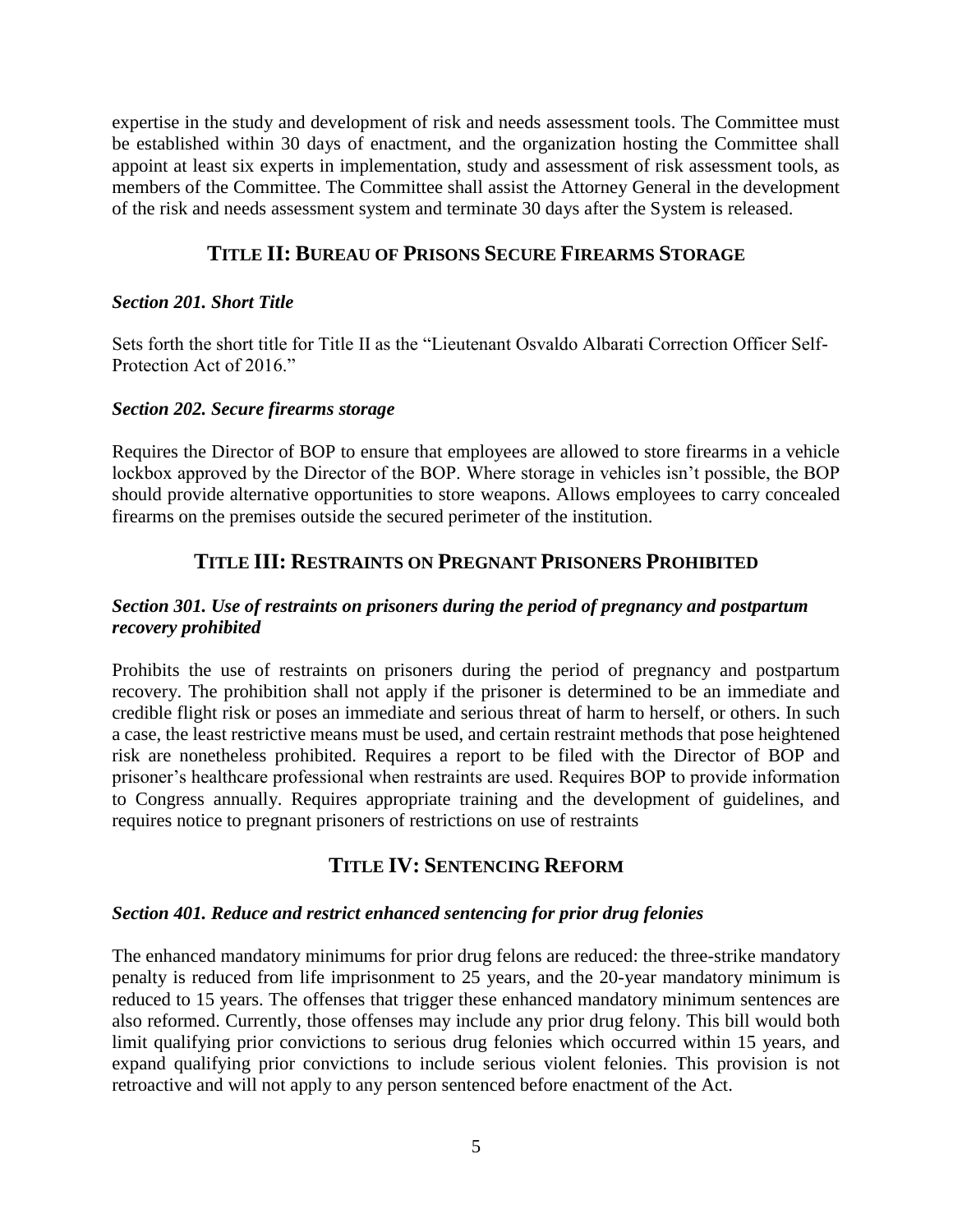expertise in the study and development of risk and needs assessment tools. The Committee must be established within 30 days of enactment, and the organization hosting the Committee shall appoint at least six experts in implementation, study and assessment of risk assessment tools, as members of the Committee. The Committee shall assist the Attorney General in the development of the risk and needs assessment system and terminate 30 days after the System is released.

## TITLE II: BUREAU OF PRISONS SECURE FIREARMS STORAGE

### *Section 201. Short Title*

Sets forth the short title for Title II as the "Lieutenant Osvaldo Albarati Correction Officer Self-Protection Act of 2016."

### *Section 202. Secure firearms storage*

Requires the Director of BOP to ensure that employees are allowed to store firearms in a vehicle lockbox approved by the Director of the BOP. Where storage in vehicles isn't possible, the BOP should provide alternative opportunities to store weapons. Allows employees to carry concealed firearms on the premises outside the secured perimeter of the institution.

## TITLE III: RESTRAINTS ON PREGNANT PRISONERS PROHIBITED

### *Section 301. Use of restraints on prisoners during the period of pregnancy and postpartum recovery prohibited*

Prohibits the use of restraints on prisoners during the period of pregnancy and postpartum recovery. The prohibition shall not apply if the prisoner is determined to be an immediate and credible flight risk or poses an immediate and serious threat of harm to herself, or others. In such a case, the least restrictive means must be used, and certain restraint methods that pose heightened risk are nonetheless prohibited. Requires a report to be filed with the Director of BOP and prisoner's healthcare professional when restraints are used. Requires BOP to provide information to Congress annually. Requires appropriate training and the development of guidelines, and requires notice to pregnant prisoners of restrictions on use of restraints

## TITLE IV: SENTENCING REFORM

### *Section 401. Reduce and restrict enhanced sentencing for prior drug felonies*

The enhanced mandatory minimums for prior drug felons are reduced: the three-strike mandatory penalty is reduced from life imprisonment to 25 years, and the 20-year mandatory minimum is reduced to 15 years. The offenses that trigger these enhanced mandatory minimum sentences are also reformed. Currently, those offenses may include any prior drug felony. This bill would both limit qualifying prior convictions to serious drug felonies which occurred within 15 years, and expand qualifying prior convictions to include serious violent felonies. This provision is not retroactive and will not apply to any person sentenced before enactment of the Act.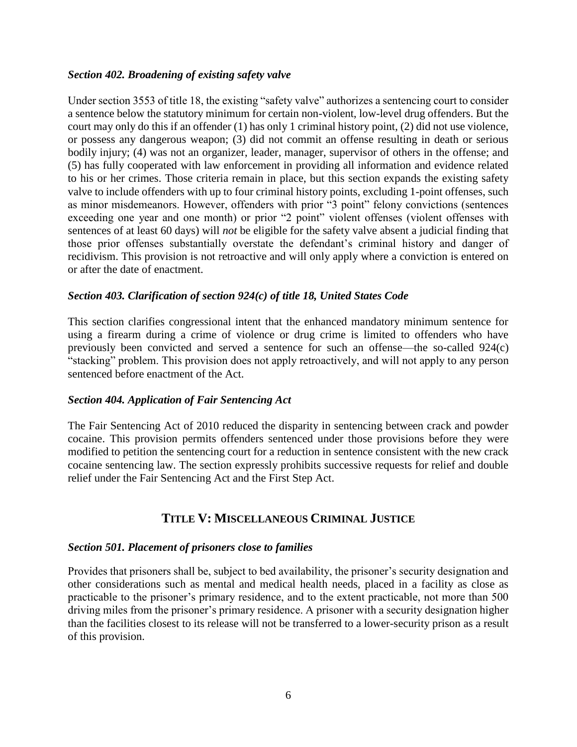### *Section 402. Broadening of existing safety valve*

Under section 3553 of title 18, the existing "safety valve" authorizes a sentencing court to consider a sentence below the statutory minimum for certain non-violent, low-level drug offenders. But the court may only do this if an offender (1) has only 1 criminal history point, (2) did not use violence, or possess any dangerous weapon; (3) did not commit an offense resulting in death or serious bodily injury; (4) was not an organizer, leader, manager, supervisor of others in the offense; and (5) has fully cooperated with law enforcement in providing all information and evidence related to his or her crimes. Those criteria remain in place, but this section expands the existing safety valve to include offenders with up to four criminal history points, excluding 1-point offenses, such as minor misdemeanors. However, offenders with prior "3 point" felony convictions (sentences exceeding one year and one month) or prior "2 point" violent offenses (violent offenses with sentences of at least 60 days) will *not* be eligible for the safety valve absent a judicial finding that those prior offenses substantially overstate the defendant's criminal history and danger of recidivism. This provision is not retroactive and will only apply where a conviction is entered on or after the date of enactment.

### *Section 403. Clarification of section 924(c) of title 18, United States Code*

This section clarifies congressional intent that the enhanced mandatory minimum sentence for using a firearm during a crime of violence or drug crime is limited to offenders who have previously been convicted and served a sentence for such an offense—the so-called 924(c) "stacking" problem. This provision does not apply retroactively, and will not apply to any person sentenced before enactment of the Act.

### *Section 404. Application of Fair Sentencing Act*

The Fair Sentencing Act of 2010 reduced the disparity in sentencing between crack and powder cocaine. This provision permits offenders sentenced under those provisions before they were modified to petition the sentencing court for a reduction in sentence consistent with the new crack cocaine sentencing law. The section expressly prohibits successive requests for relief and double relief under the Fair Sentencing Act and the First Step Act.

## TITLE V: MISCELLANEOUS CRIMINAL JUSTICE

### *Section 501. Placement of prisoners close to families*

Provides that prisoners shall be, subject to bed availability, the prisoner's security designation and other considerations such as mental and medical health needs, placed in a facility as close as practicable to the prisoner's primary residence, and to the extent practicable, not more than 500 driving miles from the prisoner's primary residence. A prisoner with a security designation higher than the facilities closest to its release will not be transferred to a lower-security prison as a result of this provision.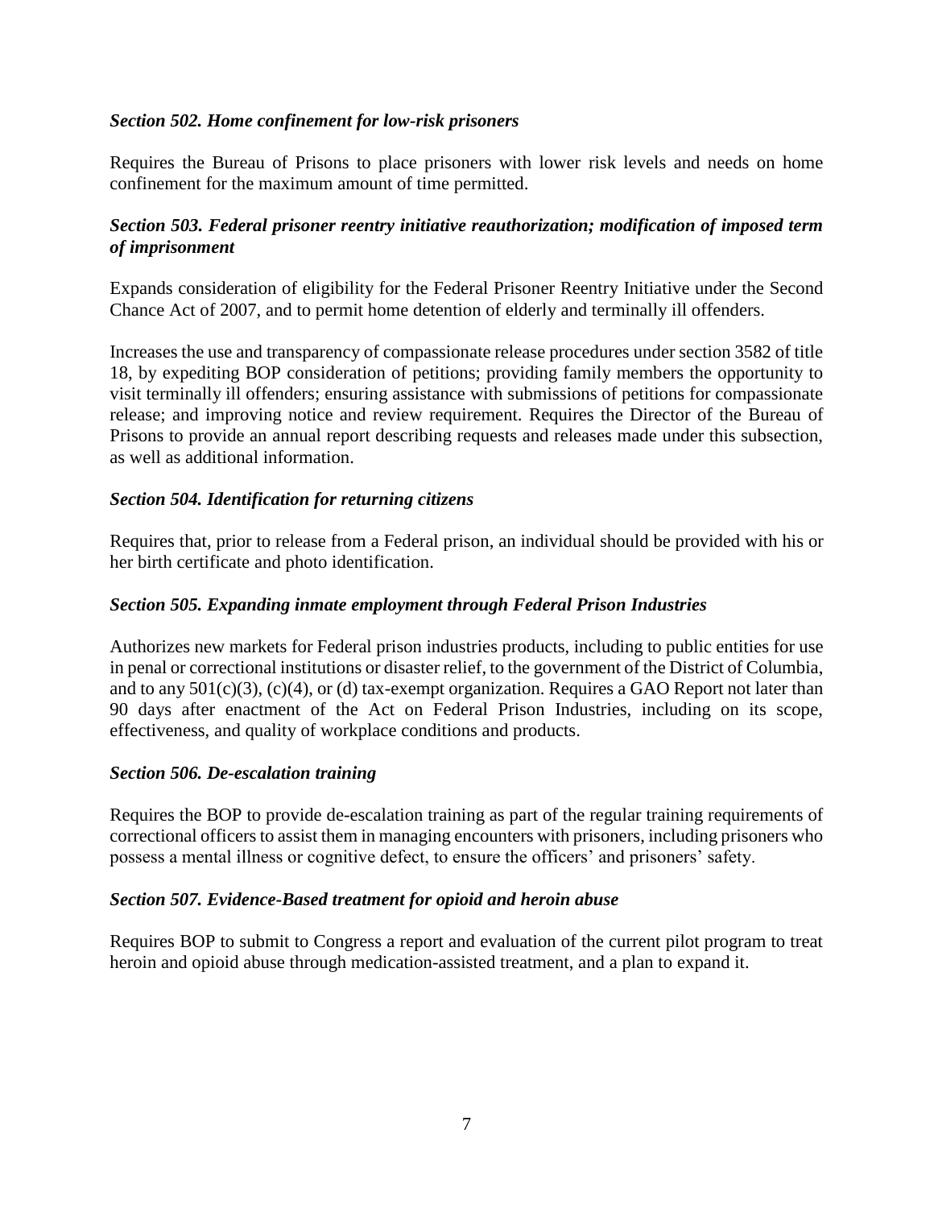*Section 502. Home confinement for low-risk prisoners*

Requires the Bureau of Prisons to place prisoners with lower risk levels and needs on home confinement for the maximum amount of time permitted.

*Section 503. Federal prisoner reentry initiative reauthorization; modification of imposed term of imprisonment*

Expands consideration of eligibility for the Federal Prisoner Reentry Initiative under the Second Chance Act of 2007, and to permit home detention of elderly and terminally ill offenders.

Increases the use and transparency of compassionate release procedures under section 3582 of title 18, by expediting BOP consideration of petitions; providing family members the opportunity to visit terminally ill offenders; ensuring assistance with submissions of petitions for compassionate release; and improving notice and review requirement. Requires the Director of the Bureau of Prisons to provide an annual report describing requests and releases made under this subsection, as well as additional information.

*Section 504. Identification for returning citizens*

Requires that, prior to release from a Federal prison, an individual should be provided with his or her birth certificate and photo identification.

*Section 505. Expanding inmate employment through Federal Prison Industries*

Authorizes new markets for Federal prison industries products, including to public entities for use in penal or correctional institutions or disaster relief, to the government of the District of Columbia, and to any 501(c)(3), (c)(4), or (d) tax-exempt organization. Requires a GAO Report not later than 90 days after enactment of the Act on Federal Prison Industries, including on its scope, effectiveness, and quality of workplace conditions and products.

*Section 506. De-escalation training*

Requires the BOP to provide de-escalation training as part of the regular training requirements of correctional officers to assist them in managing encounters with prisoners, including prisoners who possess a mental illness or cognitive defect, to ensure the officers' and prisoners' safety.

*Section 507. Evidence-Based treatment for opioid and heroin abuse*

Requires BOP to submit to Congress a report and evaluation of the current pilot program to treat heroin and opioid abuse through medication-assisted treatment, and a plan to expand it.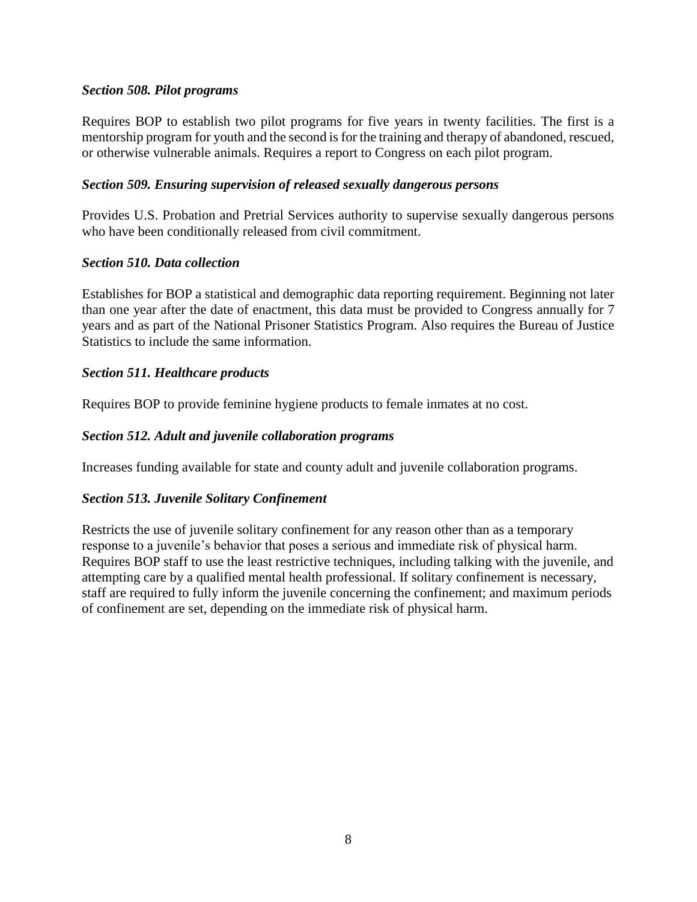***Section 508. Pilot programs***

Requires BOP to establish two pilot programs for five years in twenty facilities. The first is a mentorship program for youth and the second is for the training and therapy of abandoned, rescued, or otherwise vulnerable animals. Requires a report to Congress on each pilot program.

***Section 509. Ensuring supervision of released sexually dangerous persons***

Provides U.S. Probation and Pretrial Services authority to supervise sexually dangerous persons who have been conditionally released from civil commitment.

***Section 510. Data collection***

Establishes for BOP a statistical and demographic data reporting requirement. Beginning not later than one year after the date of enactment, this data must be provided to Congress annually for 7 years and as part of the National Prisoner Statistics Program. Also requires the Bureau of Justice Statistics to include the same information.

***Section 511. Healthcare products***

Requires BOP to provide feminine hygiene products to female inmates at no cost.

***Section 512. Adult and juvenile collaboration programs***

Increases funding available for state and county adult and juvenile collaboration programs.

***Section 513. Juvenile Solitary Confinement***

Restricts the use of juvenile solitary confinement for any reason other than as a temporary response to a juvenile's behavior that poses a serious and immediate risk of physical harm. Requires BOP staff to use the least restrictive techniques, including talking with the juvenile, and attempting care by a qualified mental health professional. If solitary confinement is necessary, staff are required to fully inform the juvenile concerning the confinement; and maximum periods of confinement are set, depending on the immediate risk of physical harm.